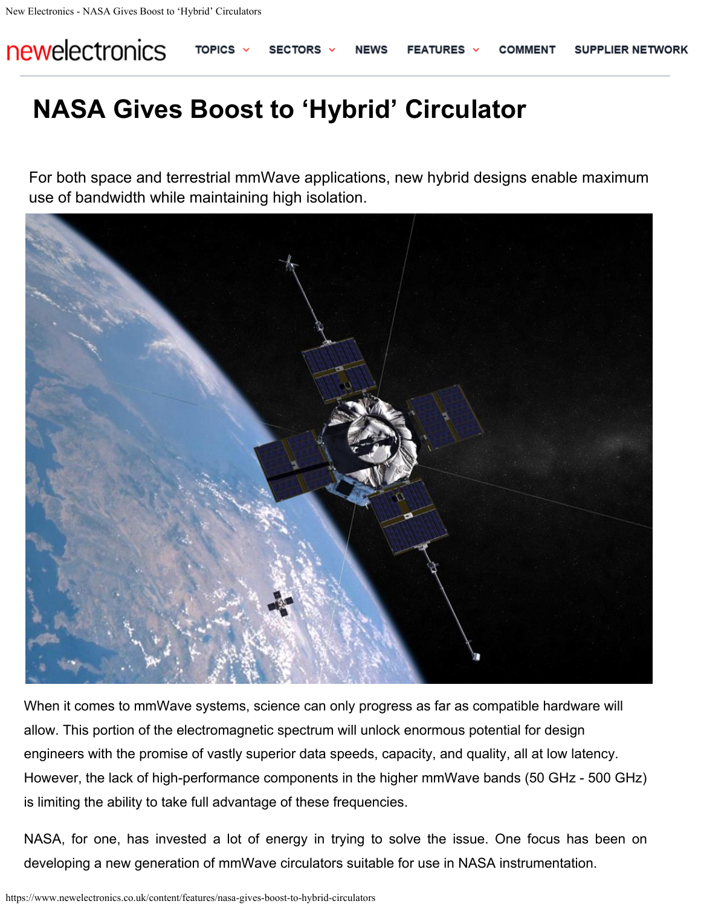# NASA Gives Boost to 'Hybrid' Circulator

For both space and terrestrial mmWave applications, new hybrid designs enable maximum use of bandwidth while maintaining high isolation.

When it comes to mmWave systems, science can only progress as far as compatible hardware will allow. This portion of the electromagnetic spectrum will unlock enormous potential for design engineers with the promise of vastly superior data speeds, capacity, and quality, all at low latency. However, the lack of high-performance components in the higher mmWave bands (50 GHz - 500 GHz) is limiting the ability to take full advantage of these frequencies.

NASA, for one, has invested a lot of energy in trying to solve the issue. One focus has been on developing a new generation of mmWave circulators suitable for use in NASA instrumentation.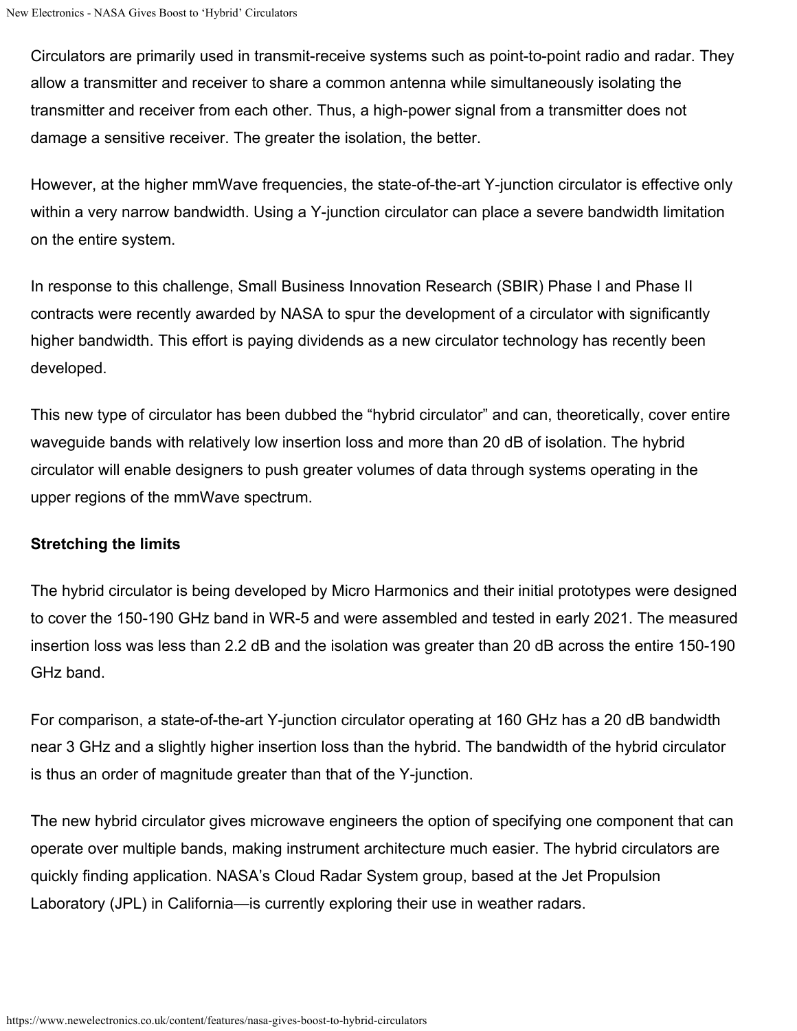Circulators are primarily used in transmit-receive systems such as point-to-point radio and radar. They allow a transmitter and receiver to share a common antenna while simultaneously isolating the transmitter and receiver from each other. Thus, a high-power signal from a transmitter does not damage a sensitive receiver. The greater the isolation, the better.

However, at the higher mmWave frequencies, the state-of-the-art Y-junction circulator is effective only within a very narrow bandwidth. Using a Y-junction circulator can place a severe bandwidth limitation on the entire system.

In response to this challenge, Small Business Innovation Research (SBIR) Phase I and Phase II contracts were recently awarded by NASA to spur the development of a circulator with significantly higher bandwidth. This effort is paying dividends as a new circulator technology has recently been developed.

This new type of circulator has been dubbed the “hybrid circulator” and can, theoretically, cover entire waveguide bands with relatively low insertion loss and more than 20 dB of isolation. The hybrid circulator will enable designers to push greater volumes of data through systems operating in the upper regions of the mmWave spectrum.

**Stretching the limits**

The hybrid circulator is being developed by Micro Harmonics and their initial prototypes were designed to cover the 150-190 GHz band in WR-5 and were assembled and tested in early 2021. The measured insertion loss was less than 2.2 dB and the isolation was greater than 20 dB across the entire 150-190 GHz band.

For comparison, a state-of-the-art Y-junction circulator operating at 160 GHz has a 20 dB bandwidth near 3 GHz and a slightly higher insertion loss than the hybrid. The bandwidth of the hybrid circulator is thus an order of magnitude greater than that of the Y-junction.

The new hybrid circulator gives microwave engineers the option of specifying one component that can operate over multiple bands, making instrument architecture much easier. The hybrid circulators are quickly finding application. NASA’s Cloud Radar System group, based at the Jet Propulsion Laboratory (JPL) in California—is currently exploring their use in weather radars.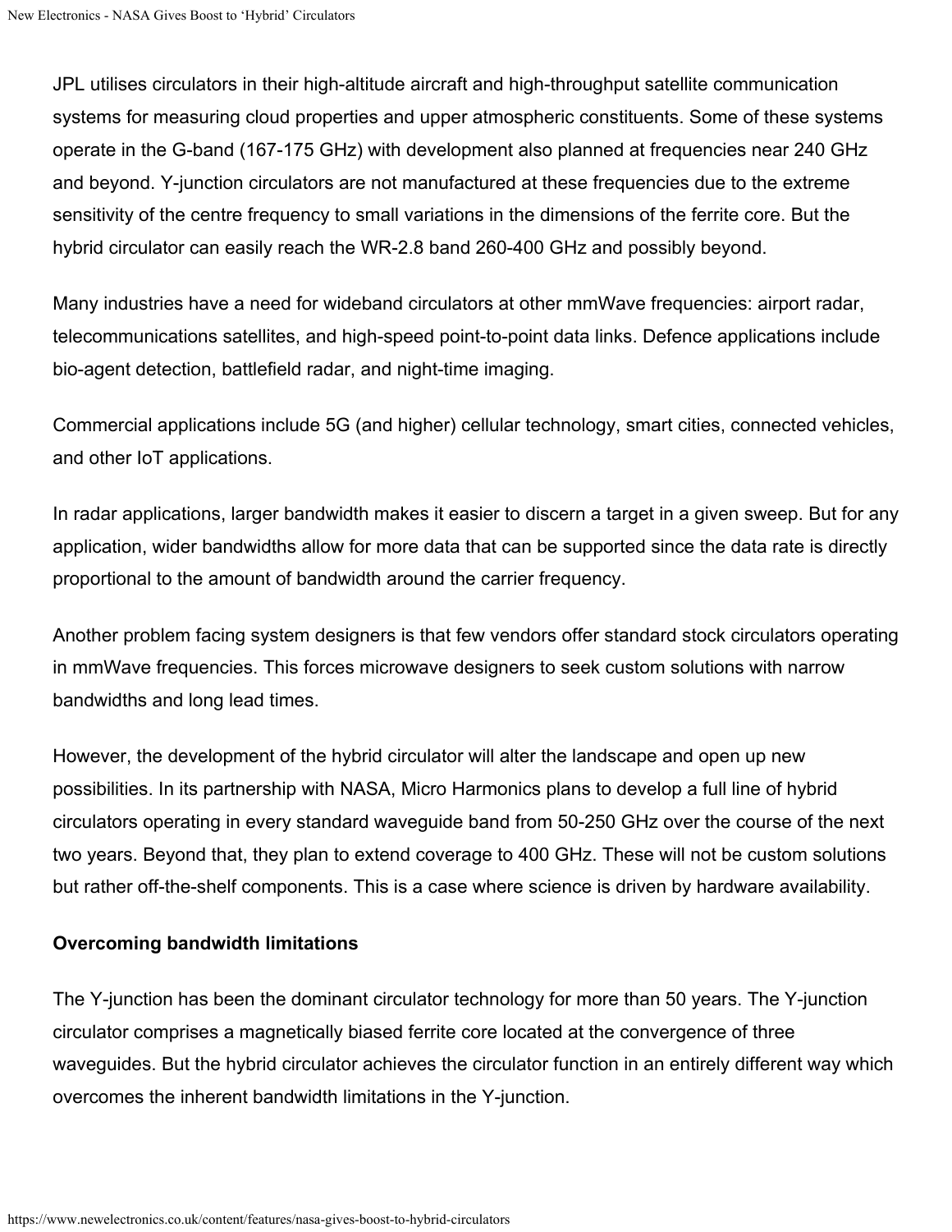JPL utilises circulators in their high-altitude aircraft and high-throughput satellite communication systems for measuring cloud properties and upper atmospheric constituents. Some of these systems operate in the G-band (167-175 GHz) with development also planned at frequencies near 240 GHz and beyond. Y-junction circulators are not manufactured at these frequencies due to the extreme sensitivity of the centre frequency to small variations in the dimensions of the ferrite core. But the hybrid circulator can easily reach the WR-2.8 band 260-400 GHz and possibly beyond.

Many industries have a need for wideband circulators at other mmWave frequencies: airport radar, telecommunications satellites, and high-speed point-to-point data links. Defence applications include bio-agent detection, battlefield radar, and night-time imaging.

Commercial applications include 5G (and higher) cellular technology, smart cities, connected vehicles, and other IoT applications.

In radar applications, larger bandwidth makes it easier to discern a target in a given sweep. But for any application, wider bandwidths allow for more data that can be supported since the data rate is directly proportional to the amount of bandwidth around the carrier frequency.

Another problem facing system designers is that few vendors offer standard stock circulators operating in mmWave frequencies. This forces microwave designers to seek custom solutions with narrow bandwidths and long lead times.

However, the development of the hybrid circulator will alter the landscape and open up new possibilities. In its partnership with NASA, Micro Harmonics plans to develop a full line of hybrid circulators operating in every standard waveguide band from 50-250 GHz over the course of the next two years. Beyond that, they plan to extend coverage to 400 GHz. These will not be custom solutions but rather off-the-shelf components. This is a case where science is driven by hardware availability.

**Overcoming bandwidth limitations**

The Y-junction has been the dominant circulator technology for more than 50 years. The Y-junction circulator comprises a magnetically biased ferrite core located at the convergence of three waveguides. But the hybrid circulator achieves the circulator function in an entirely different way which overcomes the inherent bandwidth limitations in the Y-junction.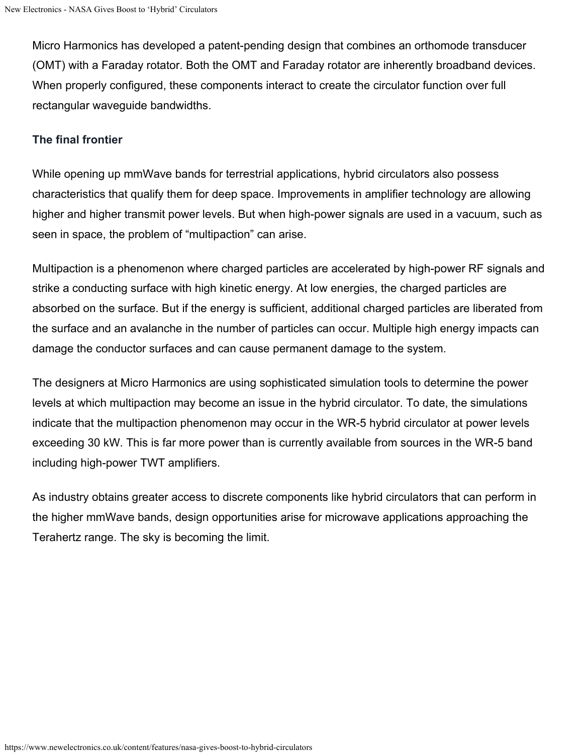Micro Harmonics has developed a patent-pending design that combines an orthomode transducer (OMT) with a Faraday rotator. Both the OMT and Faraday rotator are inherently broadband devices. When properly configured, these components interact to create the circulator function over full rectangular waveguide bandwidths.

### The final frontier

While opening up mmWave bands for terrestrial applications, hybrid circulators also possess characteristics that qualify them for deep space. Improvements in amplifier technology are allowing higher and higher transmit power levels. But when high-power signals are used in a vacuum, such as seen in space, the problem of "multipaction" can arise.

Multipaction is a phenomenon where charged particles are accelerated by high-power RF signals and strike a conducting surface with high kinetic energy. At low energies, the charged particles are absorbed on the surface. But if the energy is sufficient, additional charged particles are liberated from the surface and an avalanche in the number of particles can occur. Multiple high energy impacts can damage the conductor surfaces and can cause permanent damage to the system.

The designers at Micro Harmonics are using sophisticated simulation tools to determine the power levels at which multipaction may become an issue in the hybrid circulator. To date, the simulations indicate that the multipaction phenomenon may occur in the WR-5 hybrid circulator at power levels exceeding 30 kW. This is far more power than is currently available from sources in the WR-5 band including high-power TWT amplifiers.

As industry obtains greater access to discrete components like hybrid circulators that can perform in the higher mmWave bands, design opportunities arise for microwave applications approaching the Terahertz range. The sky is becoming the limit.